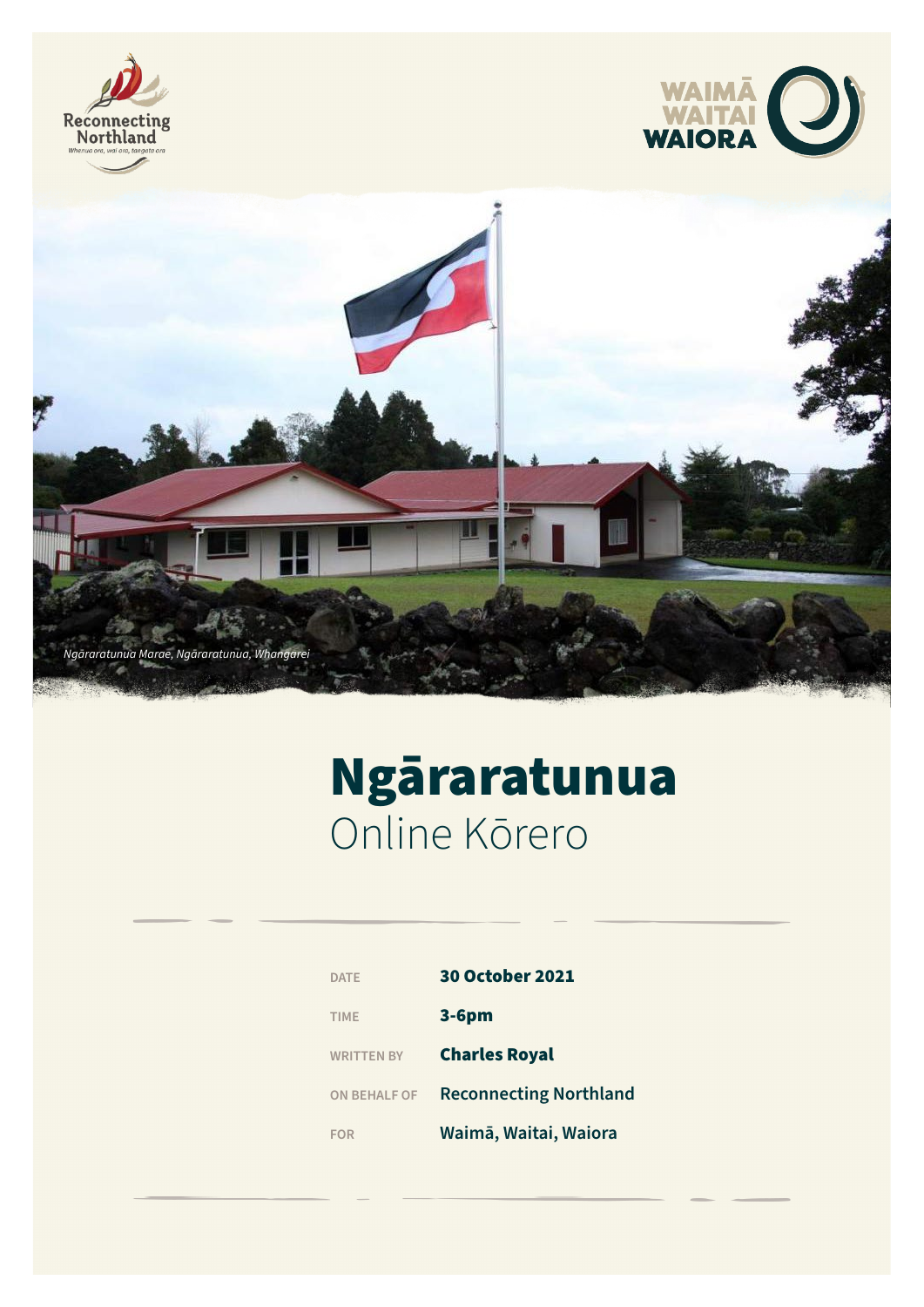Reconnecting Northland
*Whenua ora, wai ora, tangata ora*

WAIMĀ WAITAI WAIORA

*Ngāraratunua Marae, Ngāraratunua, Whangarei*

# Ngāraratunua
## Online Kōrero

| | |
|---|---|
| DATE | **30 October 2021** |
| TIME | **3-6pm** |
| WRITTEN BY | **Charles Royal** |
| ON BEHALF OF | **Reconnecting Northland** |
| FOR | **Waimā, Waitai, Waiora** |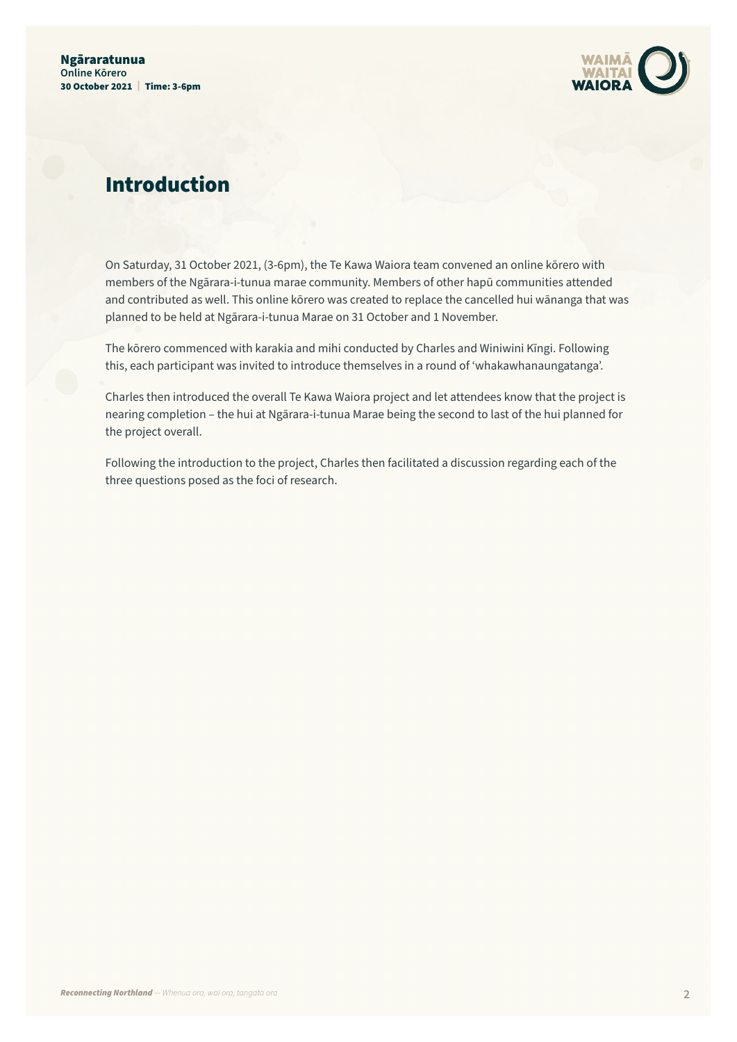## Introduction

On Saturday, 31 October 2021, (3-6pm), the Te Kawa Waiora team convened an online kōrero with members of the Ngārara-i-tunua marae community. Members of other hapū communities attended and contributed as well. This online kōrero was created to replace the cancelled hui wānanga that was planned to be held at Ngārara-i-tunua Marae on 31 October and 1 November.

The kōrero commenced with karakia and mihi conducted by Charles and Winiwini Kīngi. Following this, each participant was invited to introduce themselves in a round of 'whakawhanaungatanga'.

Charles then introduced the overall Te Kawa Waiora project and let attendees know that the project is nearing completion – the hui at Ngārara-i-tunua Marae being the second to last of the hui planned for the project overall.

Following the introduction to the project, Charles then facilitated a discussion regarding each of the three questions posed as the foci of research.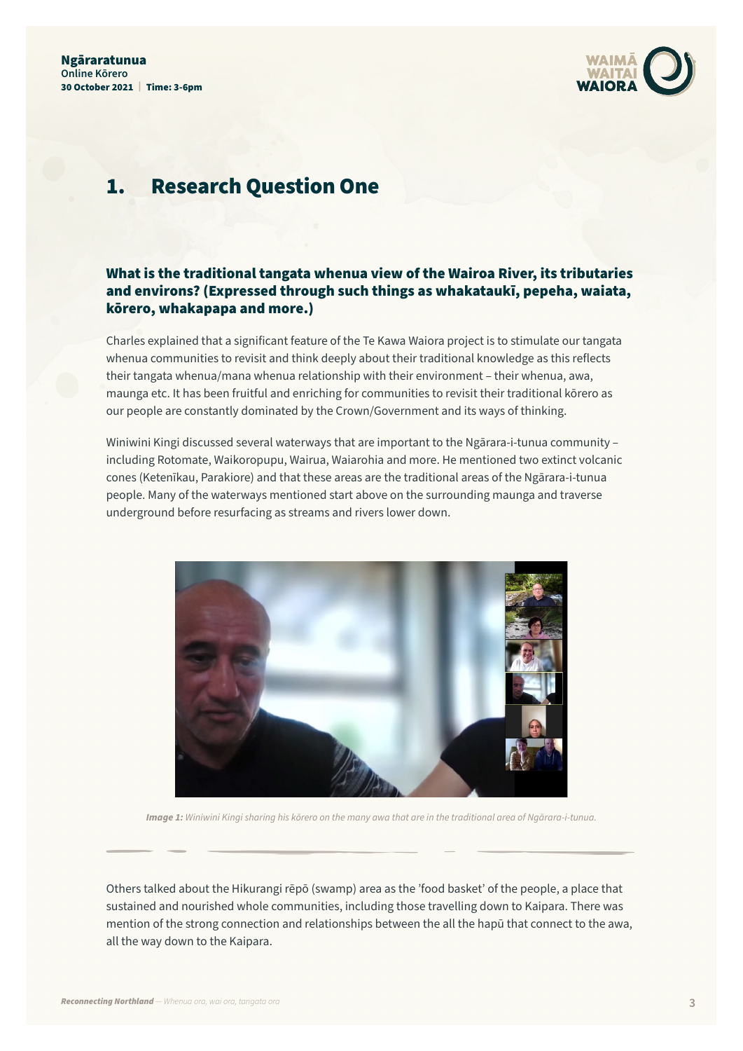# 1. Research Question One

## What is the traditional tangata whenua view of the Wairoa River, its tributaries and environs? (Expressed through such things as whakataukī, pepeha, waiata, kōrero, whakapapa and more.)

Charles explained that a significant feature of the Te Kawa Waiora project is to stimulate our tangata whenua communities to revisit and think deeply about their traditional knowledge as this reflects their tangata whenua/mana whenua relationship with their environment – their whenua, awa, maunga etc. It has been fruitful and enriching for communities to revisit their traditional kōrero as our people are constantly dominated by the Crown/Government and its ways of thinking.

Winiwini Kingi discussed several waterways that are important to the Ngārara-i-tunua community – including Rotomate, Waikoropupu, Wairua, Waiarohia and more. He mentioned two extinct volcanic cones (Ketenīkau, Parakiore) and that these areas are the traditional areas of the Ngārara-i-tunua people. Many of the waterways mentioned start above on the surrounding maunga and traverse underground before resurfacing as streams and rivers lower down.

***Image 1:*** *Winiwini Kingi sharing his kōrero on the many awa that are in the traditional area of Ngārara-i-tunua.*

Others talked about the Hikurangi rēpō (swamp) area as the 'food basket' of the people, a place that sustained and nourished whole communities, including those travelling down to Kaipara. There was mention of the strong connection and relationships between the all the hapū that connect to the awa, all the way down to the Kaipara.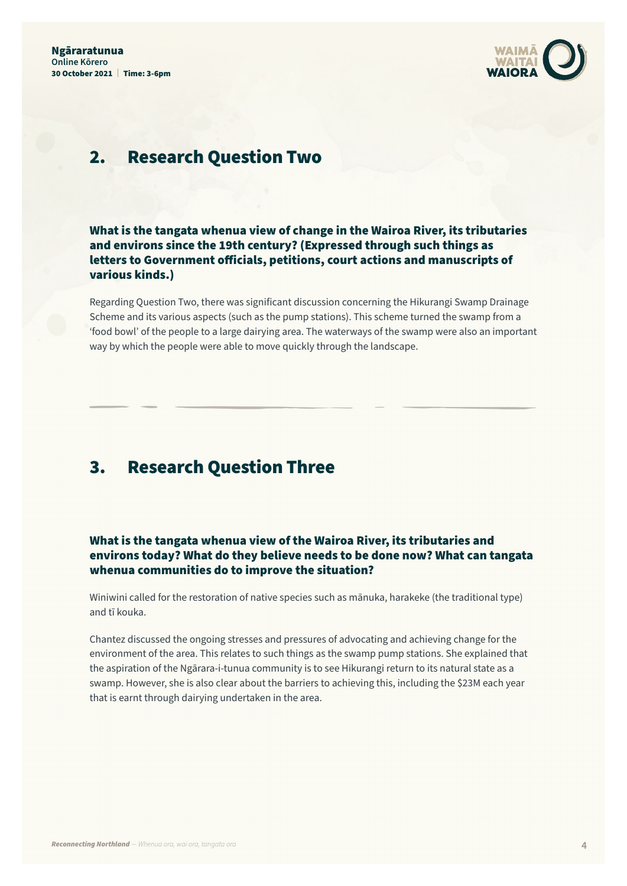## 2. Research Question Two

### What is the tangata whenua view of change in the Wairoa River, its tributaries and environs since the 19th century? (Expressed through such things as letters to Government officials, petitions, court actions and manuscripts of various kinds.)

Regarding Question Two, there was significant discussion concerning the Hikurangi Swamp Drainage Scheme and its various aspects (such as the pump stations). This scheme turned the swamp from a 'food bowl' of the people to a large dairying area. The waterways of the swamp were also an important way by which the people were able to move quickly through the landscape.

## 3. Research Question Three

### What is the tangata whenua view of the Wairoa River, its tributaries and environs today? What do they believe needs to be done now? What can tangata whenua communities do to improve the situation?

Winiwini called for the restoration of native species such as mānuka, harakeke (the traditional type) and tī kouka.

Chantez discussed the ongoing stresses and pressures of advocating and achieving change for the environment of the area. This relates to such things as the swamp pump stations. She explained that the aspiration of the Ngārara-i-tunua community is to see Hikurangi return to its natural state as a swamp. However, she is also clear about the barriers to achieving this, including the $23M each year that is earnt through dairying undertaken in the area.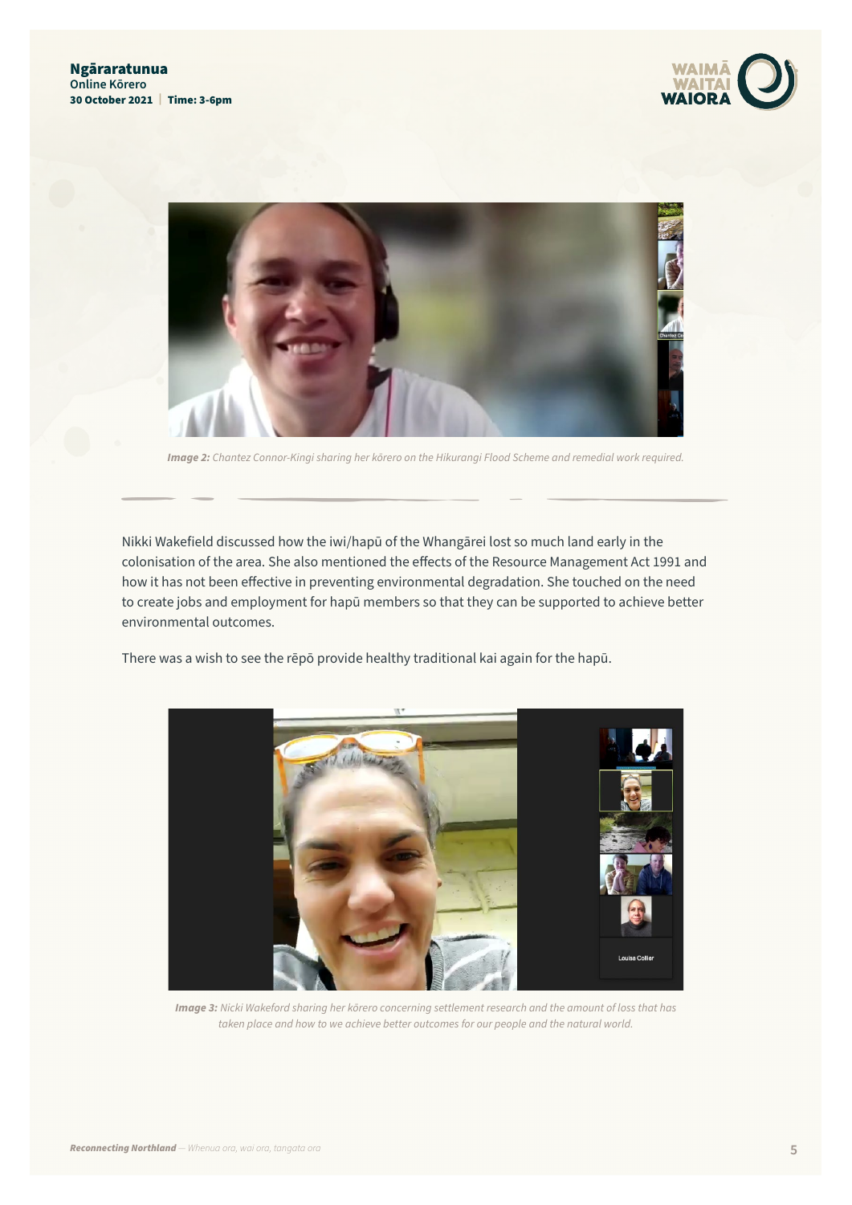*Image 2: Chantez Connor-Kingi sharing her kōrero on the Hikurangi Flood Scheme and remedial work required.*

Nikki Wakefield discussed how the iwi/hapū of the Whangārei lost so much land early in the colonisation of the area. She also mentioned the effects of the Resource Management Act 1991 and how it has not been effective in preventing environmental degradation. She touched on the need to create jobs and employment for hapū members so that they can be supported to achieve better environmental outcomes.

There was a wish to see the rēpō provide healthy traditional kai again for the hapū.

*Image 3: Nicki Wakeford sharing her kōrero concerning settlement research and the amount of loss that has taken place and how to we achieve better outcomes for our people and the natural world.*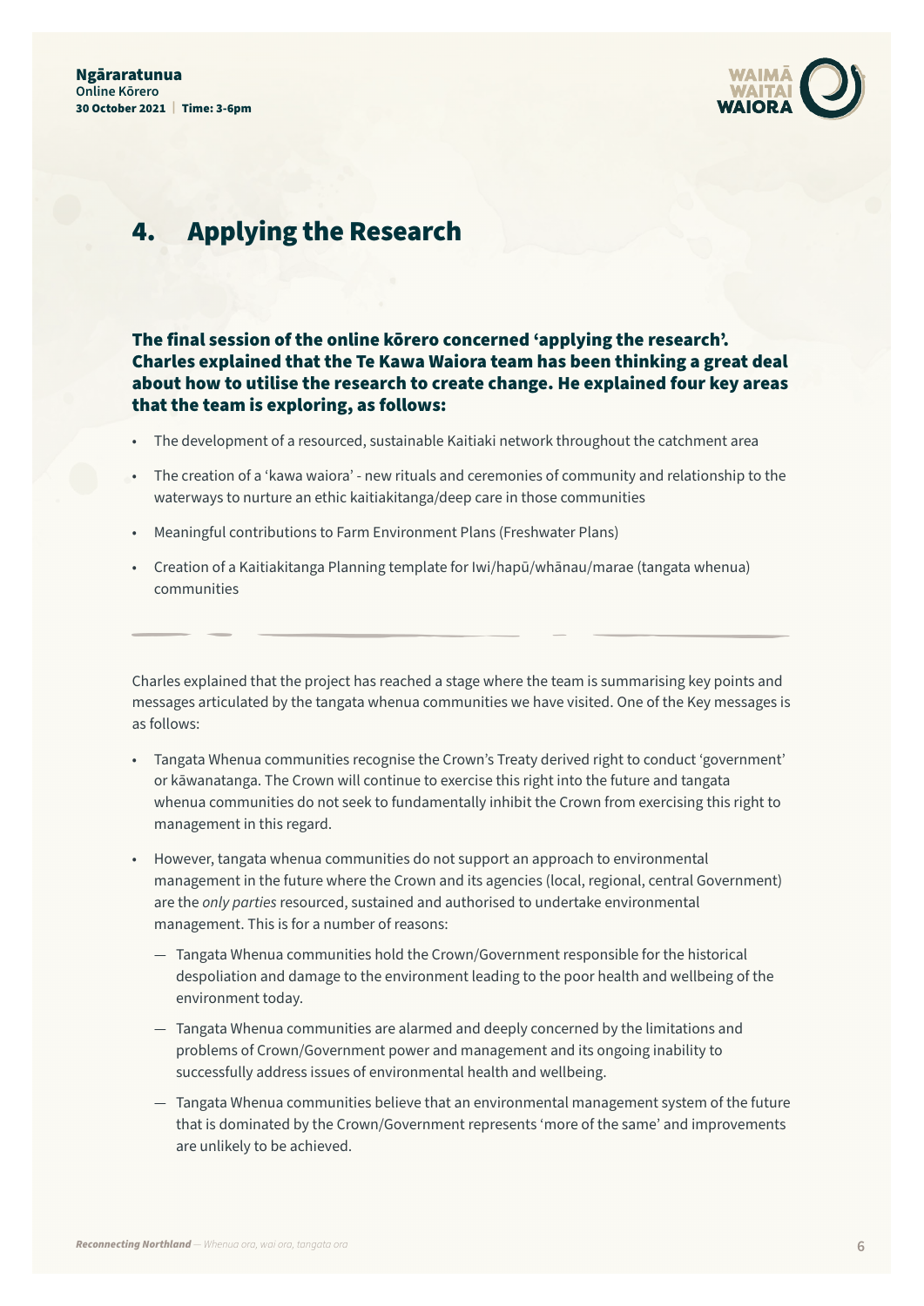## 4. Applying the Research

**The final session of the online kōrero concerned 'applying the research'. Charles explained that the Te Kawa Waiora team has been thinking a great deal about how to utilise the research to create change. He explained four key areas that the team is exploring, as follows:**

- The development of a resourced, sustainable Kaitiaki network throughout the catchment area
- The creation of a 'kawa waiora' - new rituals and ceremonies of community and relationship to the waterways to nurture an ethic kaitiakitanga/deep care in those communities
- Meaningful contributions to Farm Environment Plans (Freshwater Plans)
- Creation of a Kaitiakitanga Planning template for Iwi/hapū/whānau/marae (tangata whenua) communities

---

Charles explained that the project has reached a stage where the team is summarising key points and messages articulated by the tangata whenua communities we have visited. One of the Key messages is as follows:

- Tangata Whenua communities recognise the Crown's Treaty derived right to conduct 'government' or kāwanatanga. The Crown will continue to exercise this right into the future and tangata whenua communities do not seek to fundamentally inhibit the Crown from exercising this right to management in this regard.
- However, tangata whenua communities do not support an approach to environmental management in the future where the Crown and its agencies (local, regional, central Government) are the *only parties* resourced, sustained and authorised to undertake environmental management. This is for a number of reasons:
  - Tangata Whenua communities hold the Crown/Government responsible for the historical despoliation and damage to the environment leading to the poor health and wellbeing of the environment today.
  - Tangata Whenua communities are alarmed and deeply concerned by the limitations and problems of Crown/Government power and management and its ongoing inability to successfully address issues of environmental health and wellbeing.
  - Tangata Whenua communities believe that an environmental management system of the future that is dominated by the Crown/Government represents 'more of the same' and improvements are unlikely to be achieved.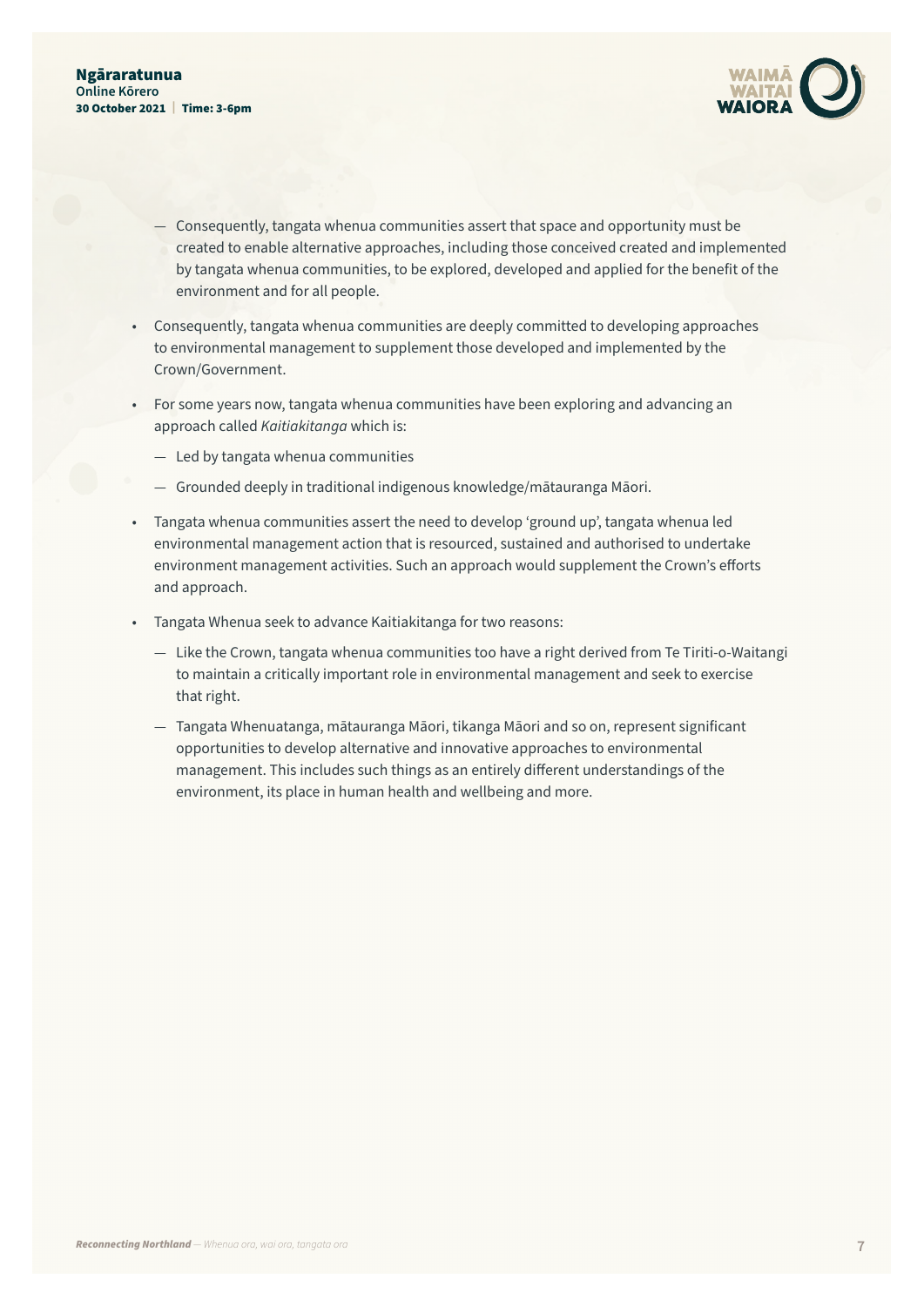- Consequently, tangata whenua communities assert that space and opportunity must be created to enable alternative approaches, including those conceived created and implemented by tangata whenua communities, to be explored, developed and applied for the benefit of the environment and for all people.

- Consequently, tangata whenua communities are deeply committed to developing approaches to environmental management to supplement those developed and implemented by the Crown/Government.

- For some years now, tangata whenua communities have been exploring and advancing an approach called *Kaitiakitanga* which is:

  - Led by tangata whenua communities

  - Grounded deeply in traditional indigenous knowledge/mātauranga Māori.

- Tangata whenua communities assert the need to develop 'ground up', tangata whenua led environmental management action that is resourced, sustained and authorised to undertake environment management activities. Such an approach would supplement the Crown's efforts and approach.

- Tangata Whenua seek to advance Kaitiakitanga for two reasons:

  - Like the Crown, tangata whenua communities too have a right derived from Te Tiriti-o-Waitangi to maintain a critically important role in environmental management and seek to exercise that right.

  - Tangata Whenuatanga, mātauranga Māori, tikanga Māori and so on, represent significant opportunities to develop alternative and innovative approaches to environmental management. This includes such things as an entirely different understandings of the environment, its place in human health and wellbeing and more.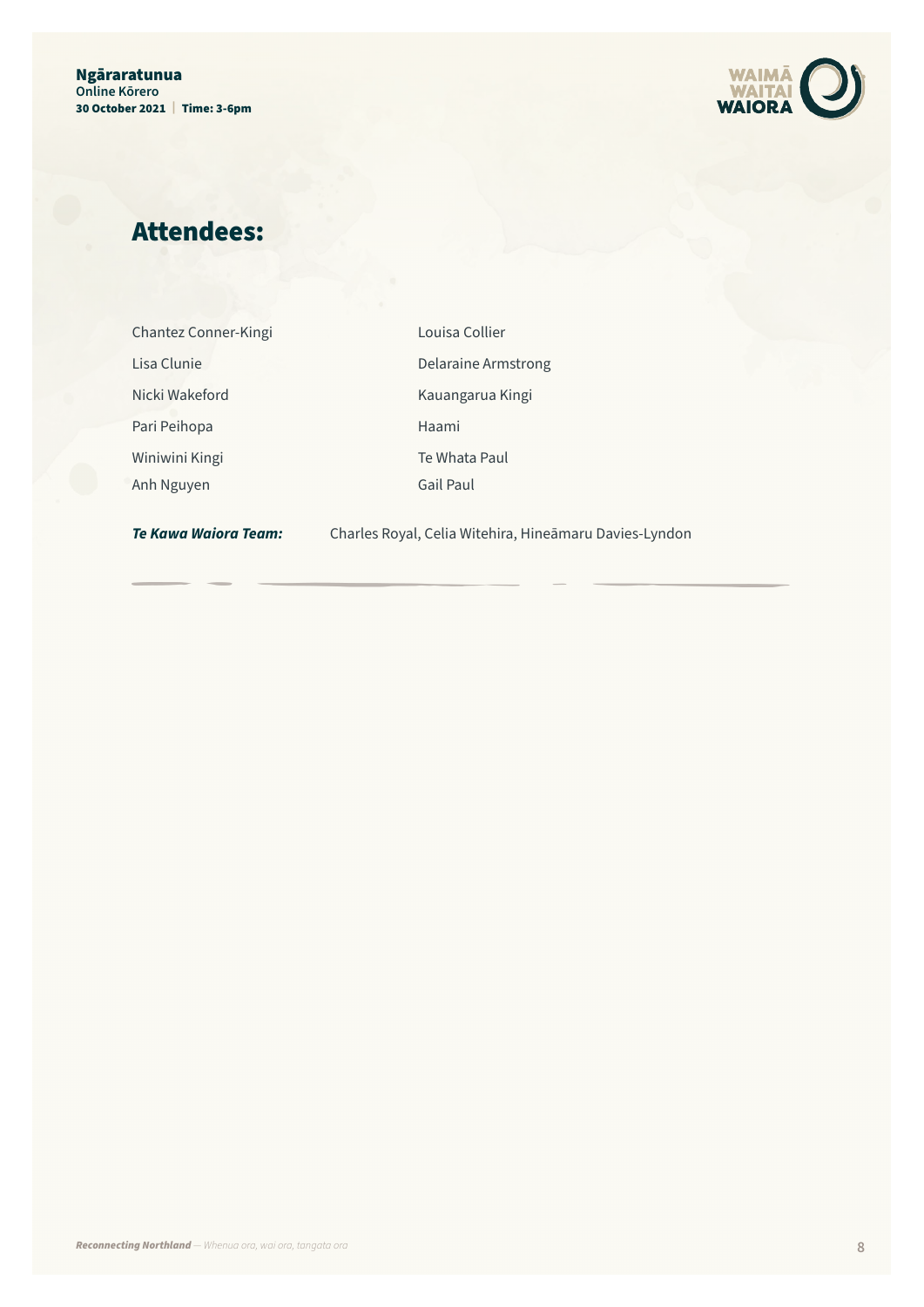## Attendees:

Chantez Conner-Kingi
Lisa Clunie
Nicki Wakeford
Pari Peihopa
Winiwini Kingi
Anh Nguyen
Louisa Collier
Delaraine Armstrong
Kauangarua Kingi
Haami
Te Whata Paul
Gail Paul

***Te Kawa Waiora Team:*** Charles Royal, Celia Witehira, Hineāmaru Davies-Lyndon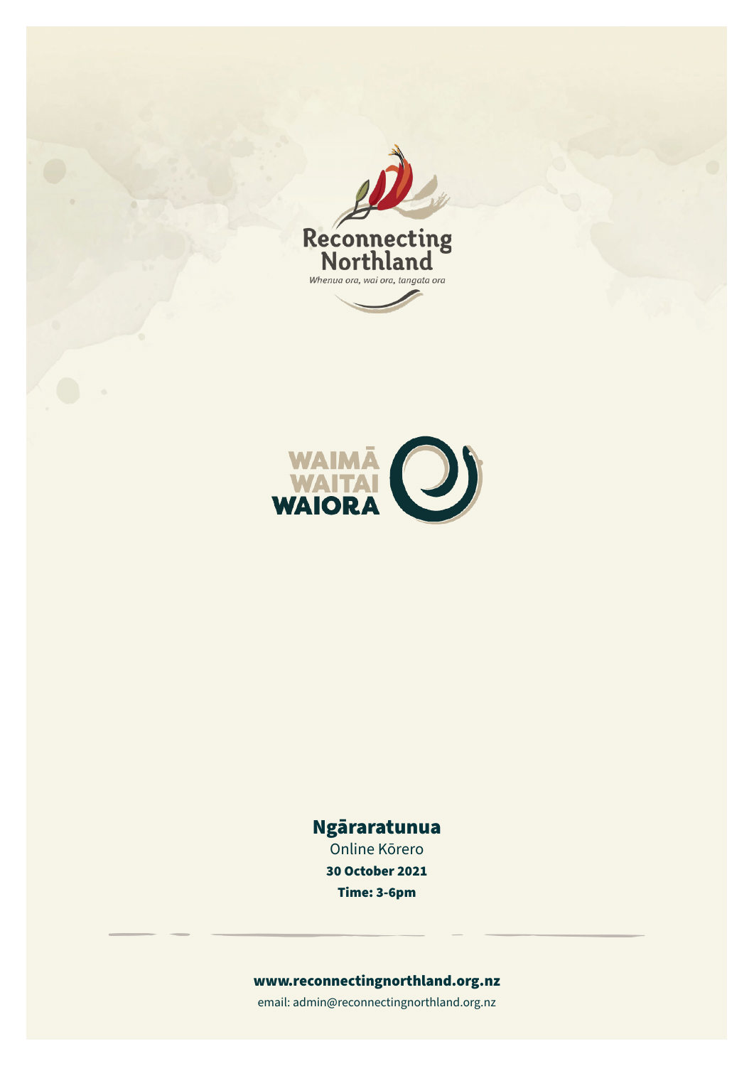Reconnecting Northland

*Whenua ora, wai ora, tangata ora*

WAIMĀ
WAITAI
WAIORA

## Ngāraratunua

Online Kōrero

**30 October 2021**

**Time: 3-6pm**

**www.reconnectingnorthland.org.nz**

email: admin@reconnectingnorthland.org.nz